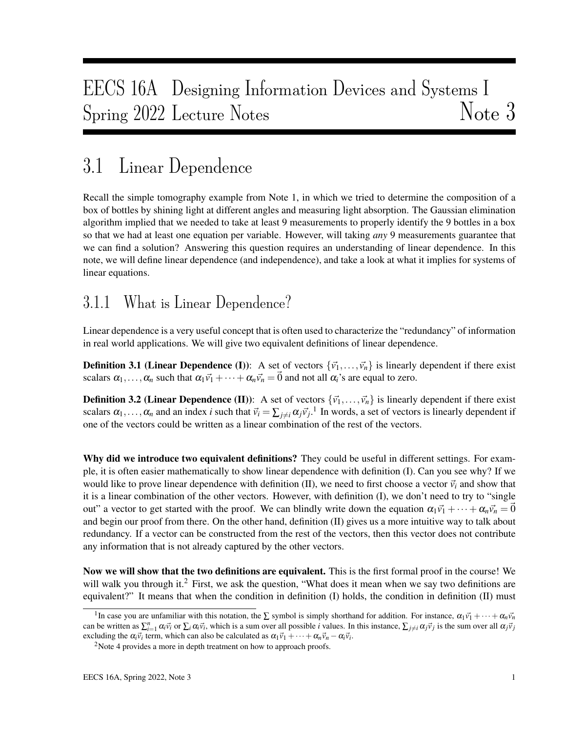# EECS 16A Designing Information Devices and Systems I
# Spring 2022 Lecture Notes — Note 3

## 3.1 Linear Dependence

Recall the simple tomography example from Note 1, in which we tried to determine the composition of a box of bottles by shining light at different angles and measuring light absorption. The Gaussian elimination algorithm implied that we needed to take at least 9 measurements to properly identify the 9 bottles in a box so that we had at least one equation per variable. However, will taking *any* 9 measurements guarantee that we can find a solution? Answering this question requires an understanding of linear dependence. In this note, we will define linear dependence (and independence), and take a look at what it implies for systems of linear equations.

### 3.1.1 What is Linear Dependence?

Linear dependence is a very useful concept that is often used to characterize the "redundancy" of information in real world applications. We will give two equivalent definitions of linear dependence.

**Definition 3.1 (Linear Dependence (I))**: A set of vectors $\{\vec{v}_1, \ldots, \vec{v}_n\}$ is linearly dependent if there exist scalars $\alpha_1, \ldots, \alpha_n$ such that $\alpha_1\vec{v}_1 + \cdots + \alpha_n\vec{v}_n = \vec{0}$ and not all $\alpha_i$'s are equal to zero.

**Definition 3.2 (Linear Dependence (II))**: A set of vectors $\{\vec{v}_1, \ldots, \vec{v}_n\}$ is linearly dependent if there exist scalars $\alpha_1, \ldots, \alpha_n$ and an index $i$ such that $\vec{v}_i = \sum_{j \neq i} \alpha_j \vec{v}_j$.[1] In words, a set of vectors is linearly dependent if one of the vectors could be written as a linear combination of the rest of the vectors.

**Why did we introduce two equivalent definitions?** They could be useful in different settings. For example, it is often easier mathematically to show linear dependence with definition (I). Can you see why? If we would like to prove linear dependence with definition (II), we need to first choose a vector $\vec{v}_i$ and show that it is a linear combination of the other vectors. However, with definition (I), we don't need to try to "single out" a vector to get started with the proof. We can blindly write down the equation $\alpha_1\vec{v}_1 + \cdots + \alpha_n\vec{v}_n = \vec{0}$ and begin our proof from there. On the other hand, definition (II) gives us a more intuitive way to talk about redundancy. If a vector can be constructed from the rest of the vectors, then this vector does not contribute any information that is not already captured by the other vectors.

**Now we will show that the two definitions are equivalent.** This is the first formal proof in the course! We will walk you through it.[2] First, we ask the question, "What does it mean when we say two definitions are equivalent?" It means that when the condition in definition (I) holds, the condition in definition (II) must

[1] In case you are unfamiliar with this notation, the $\sum$ symbol is simply shorthand for addition. For instance, $\alpha_1\vec{v}_1 + \cdots + \alpha_n\vec{v}_n$ can be written as $\sum_{i=1}^{n} \alpha_i\vec{v}_i$ or $\sum_i \alpha_i\vec{v}_i$, which is a sum over all possible $i$ values. In this instance, $\sum_{j \neq i} \alpha_j\vec{v}_j$ is the sum over all $\alpha_j\vec{v}_j$ excluding the $\alpha_i\vec{v}_i$ term, which can also be calculated as $\alpha_1\vec{v}_1 + \cdots + \alpha_n\vec{v}_n - \alpha_i\vec{v}_i$.

[2] Note 4 provides a more in depth treatment on how to approach proofs.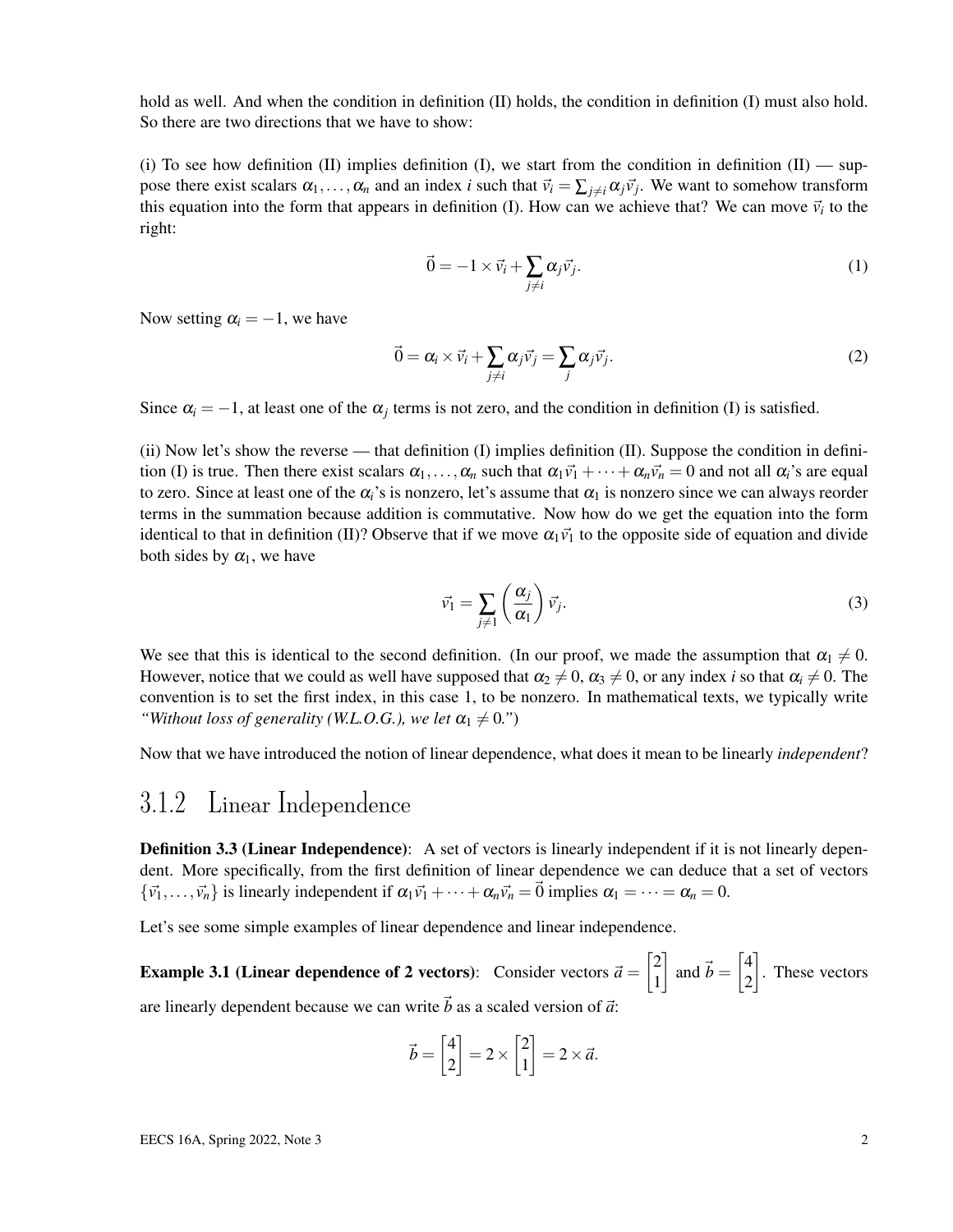hold as well. And when the condition in definition (II) holds, the condition in definition (I) must also hold. So there are two directions that we have to show:

(i) To see how definition (II) implies definition (I), we start from the condition in definition (II) — suppose there exist scalars $\alpha_1, \ldots, \alpha_n$ and an index $i$ such that $\vec{v}_i = \sum_{j \neq i} \alpha_j \vec{v}_j$. We want to somehow transform this equation into the form that appears in definition (I). How can we achieve that? We can move $\vec{v}_i$ to the right:

$$\vec{0} = -1 \times \vec{v}_i + \sum_{j \neq i} \alpha_j \vec{v}_j. \tag{1}$$

Now setting $\alpha_i = -1$, we have

$$\vec{0} = \alpha_i \times \vec{v}_i + \sum_{j \neq i} \alpha_j \vec{v}_j = \sum_j \alpha_j \vec{v}_j. \tag{2}$$

Since $\alpha_i = -1$, at least one of the $\alpha_j$ terms is not zero, and the condition in definition (I) is satisfied.

(ii) Now let's show the reverse — that definition (I) implies definition (II). Suppose the condition in definition (I) is true. Then there exist scalars $\alpha_1, \ldots, \alpha_n$ such that $\alpha_1 \vec{v}_1 + \cdots + \alpha_n \vec{v}_n = 0$ and not all $\alpha_i$'s are equal to zero. Since at least one of the $\alpha_i$'s is nonzero, let's assume that $\alpha_1$ is nonzero since we can always reorder terms in the summation because addition is commutative. Now how do we get the equation into the form identical to that in definition (II)? Observe that if we move $\alpha_1 \vec{v}_1$ to the opposite side of equation and divide both sides by $\alpha_1$, we have

$$\vec{v}_1 = \sum_{j \neq 1} \left( \frac{\alpha_j}{\alpha_1} \right) \vec{v}_j. \tag{3}$$

We see that this is identical to the second definition. (In our proof, we made the assumption that $\alpha_1 \neq 0$. However, notice that we could as well have supposed that $\alpha_2 \neq 0$, $\alpha_3 \neq 0$, or any index $i$ so that $\alpha_i \neq 0$. The convention is to set the first index, in this case 1, to be nonzero. In mathematical texts, we typically write *"Without loss of generality (W.L.O.G.), we let $\alpha_1 \neq 0$."*)

Now that we have introduced the notion of linear dependence, what does it mean to be linearly *independent*?

### 3.1.2 Linear Independence

**Definition 3.3 (Linear Independence)**: A set of vectors is linearly independent if it is not linearly dependent. More specifically, from the first definition of linear dependence we can deduce that a set of vectors $\{\vec{v}_1, \ldots, \vec{v}_n\}$ is linearly independent if $\alpha_1 \vec{v}_1 + \cdots + \alpha_n \vec{v}_n = \vec{0}$ implies $\alpha_1 = \cdots = \alpha_n = 0$.

Let's see some simple examples of linear dependence and linear independence.

**Example 3.1 (Linear dependence of 2 vectors)**: Consider vectors $\vec{a} = \begin{bmatrix} 2 \\ 1 \end{bmatrix}$ and $\vec{b} = \begin{bmatrix} 4 \\ 2 \end{bmatrix}$. These vectors are linearly dependent because we can write $\vec{b}$ as a scaled version of $\vec{a}$:

$$\vec{b} = \begin{bmatrix} 4 \\ 2 \end{bmatrix} = 2 \times \begin{bmatrix} 2 \\ 1 \end{bmatrix} = 2 \times \vec{a}.$$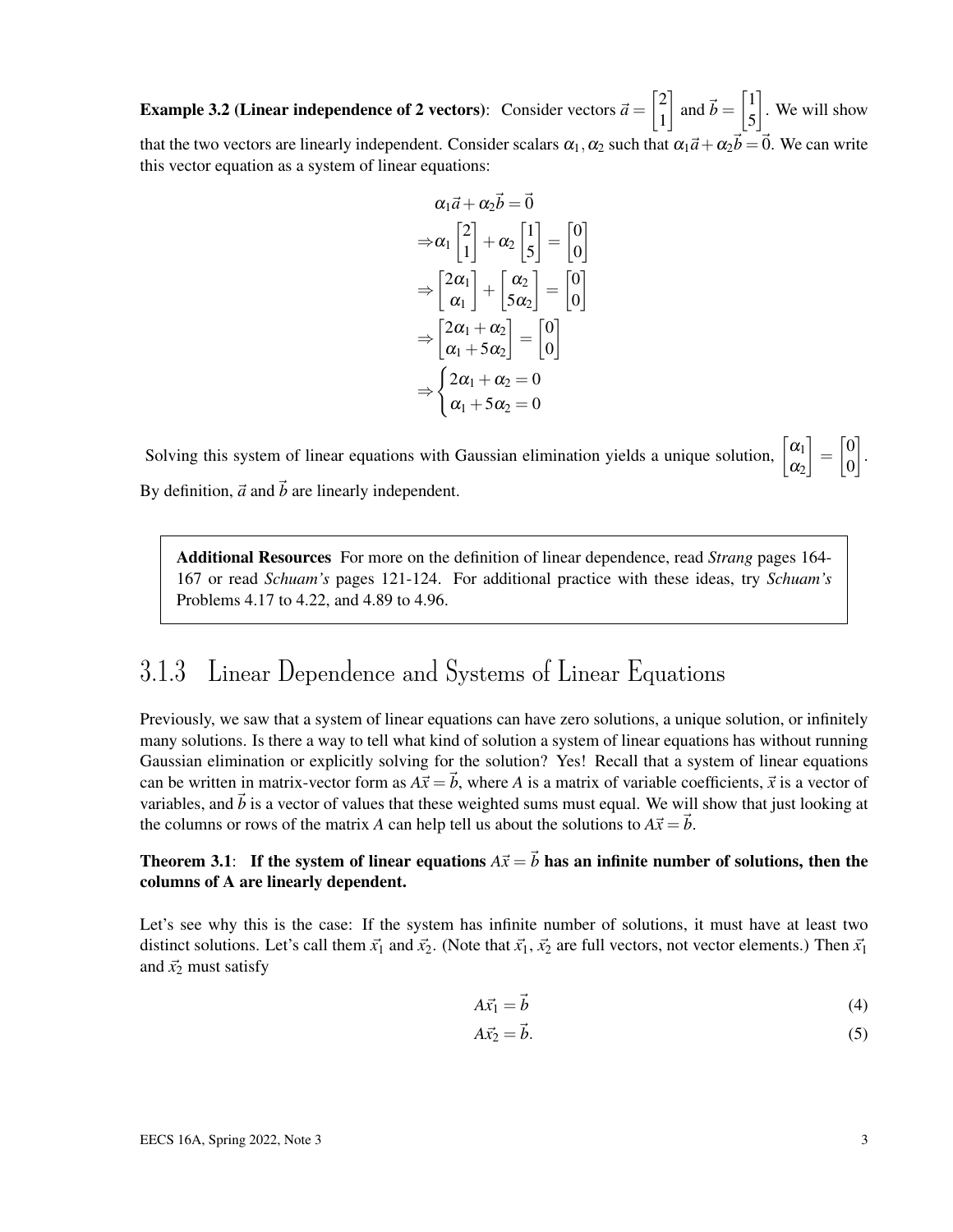**Example 3.2 (Linear independence of 2 vectors)**: Consider vectors $\vec{a} = \begin{bmatrix} 2 \\ 1 \end{bmatrix}$ and $\vec{b} = \begin{bmatrix} 1 \\ 5 \end{bmatrix}$. We will show that the two vectors are linearly independent. Consider scalars $\alpha_1, \alpha_2$ such that $\alpha_1 \vec{a} + \alpha_2 \vec{b} = \vec{0}$. We can write this vector equation as a system of linear equations:

$$
\begin{aligned}
&\alpha_1 \vec{a} + \alpha_2 \vec{b} = \vec{0} \\
\Rightarrow &\alpha_1 \begin{bmatrix} 2 \\ 1 \end{bmatrix} + \alpha_2 \begin{bmatrix} 1 \\ 5 \end{bmatrix} = \begin{bmatrix} 0 \\ 0 \end{bmatrix} \\
\Rightarrow &\begin{bmatrix} 2\alpha_1 \\ \alpha_1 \end{bmatrix} + \begin{bmatrix} \alpha_2 \\ 5\alpha_2 \end{bmatrix} = \begin{bmatrix} 0 \\ 0 \end{bmatrix} \\
\Rightarrow &\begin{bmatrix} 2\alpha_1 + \alpha_2 \\ \alpha_1 + 5\alpha_2 \end{bmatrix} = \begin{bmatrix} 0 \\ 0 \end{bmatrix} \\
\Rightarrow &\begin{cases} 2\alpha_1 + \alpha_2 = 0 \\ \alpha_1 + 5\alpha_2 = 0 \end{cases}
\end{aligned}
$$

Solving this system of linear equations with Gaussian elimination yields a unique solution, $\begin{bmatrix} \alpha_1 \\ \alpha_2 \end{bmatrix} = \begin{bmatrix} 0 \\ 0 \end{bmatrix}$. By definition, $\vec{a}$ and $\vec{b}$ are linearly independent.

> **Additional Resources** For more on the definition of linear dependence, read *Strang* pages 164-167 or read *Schuam's* pages 121-124. For additional practice with these ideas, try *Schuam's* Problems 4.17 to 4.22, and 4.89 to 4.96.

## 3.1.3 Linear Dependence and Systems of Linear Equations

Previously, we saw that a system of linear equations can have zero solutions, a unique solution, or infinitely many solutions. Is there a way to tell what kind of solution a system of linear equations has without running Gaussian elimination or explicitly solving for the solution? Yes! Recall that a system of linear equations can be written in matrix-vector form as $A\vec{x} = \vec{b}$, where $A$ is a matrix of variable coefficients, $\vec{x}$ is a vector of variables, and $\vec{b}$ is a vector of values that these weighted sums must equal. We will show that just looking at the columns or rows of the matrix $A$ can help tell us about the solutions to $A\vec{x} = \vec{b}$.

**Theorem 3.1**: **If the system of linear equations $A\vec{x} = \vec{b}$ has an infinite number of solutions, then the columns of A are linearly dependent.**

Let's see why this is the case: If the system has infinite number of solutions, it must have at least two distinct solutions. Let's call them $\vec{x}_1$ and $\vec{x}_2$. (Note that $\vec{x}_1$, $\vec{x}_2$ are full vectors, not vector elements.) Then $\vec{x}_1$ and $\vec{x}_2$ must satisfy

$$A\vec{x}_1 = \vec{b} \tag{4}$$

$$A\vec{x}_2 = \vec{b}. \tag{5}$$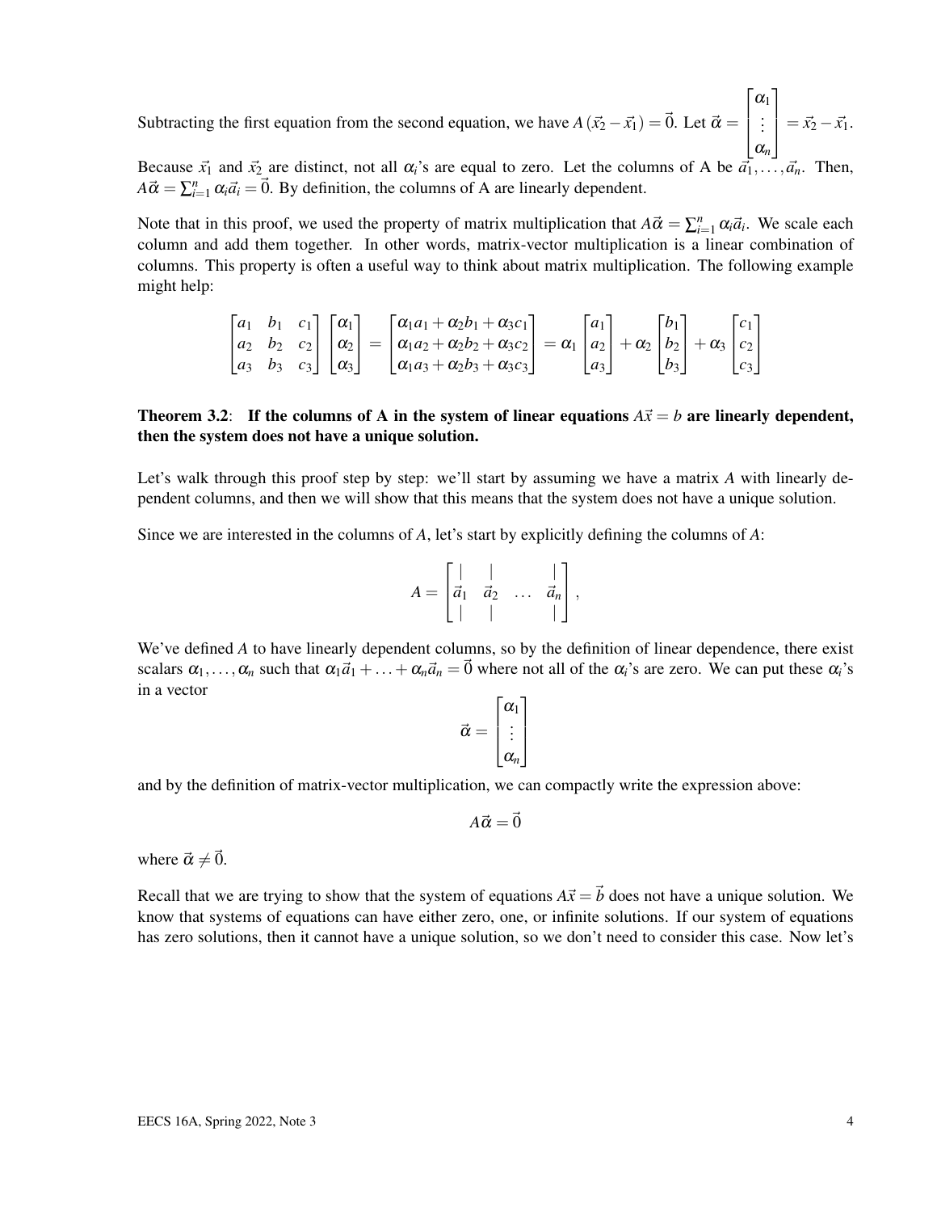Subtracting the first equation from the second equation, we have $A(\vec{x}_2 - \vec{x}_1) = \vec{0}$. Let $\vec{\alpha} = \begin{bmatrix} \alpha_1 \\ \vdots \\ \alpha_n \end{bmatrix} = \vec{x}_2 - \vec{x}_1$.

Because $\vec{x}_1$ and $\vec{x}_2$ are distinct, not all $\alpha_i$'s are equal to zero. Let the columns of A be $\vec{a}_1, \ldots, \vec{a}_n$. Then, $A\vec{\alpha} = \sum_{i=1}^{n} \alpha_i \vec{a}_i = \vec{0}$. By definition, the columns of A are linearly dependent.

Note that in this proof, we used the property of matrix multiplication that $A\vec{\alpha} = \sum_{i=1}^{n} \alpha_i \vec{a}_i$. We scale each column and add them together. In other words, matrix-vector multiplication is a linear combination of columns. This property is often a useful way to think about matrix multiplication. The following example might help:

$$\begin{bmatrix} a_1 & b_1 & c_1 \\ a_2 & b_2 & c_2 \\ a_3 & b_3 & c_3 \end{bmatrix} \begin{bmatrix} \alpha_1 \\ \alpha_2 \\ \alpha_3 \end{bmatrix} = \begin{bmatrix} \alpha_1 a_1 + \alpha_2 b_1 + \alpha_3 c_1 \\ \alpha_1 a_2 + \alpha_2 b_2 + \alpha_3 c_2 \\ \alpha_1 a_3 + \alpha_2 b_3 + \alpha_3 c_3 \end{bmatrix} = \alpha_1 \begin{bmatrix} a_1 \\ a_2 \\ a_3 \end{bmatrix} + \alpha_2 \begin{bmatrix} b_1 \\ b_2 \\ b_3 \end{bmatrix} + \alpha_3 \begin{bmatrix} c_1 \\ c_2 \\ c_3 \end{bmatrix}$$

**Theorem 3.2**: **If the columns of A in the system of linear equations $A\vec{x} = b$ are linearly dependent, then the system does not have a unique solution.**

Let's walk through this proof step by step: we'll start by assuming we have a matrix $A$ with linearly dependent columns, and then we will show that this means that the system does not have a unique solution.

Since we are interested in the columns of $A$, let's start by explicitly defining the columns of $A$:

$$A = \begin{bmatrix} | & | & & | \\ \vec{a}_1 & \vec{a}_2 & \ldots & \vec{a}_n \\ | & | & & | \end{bmatrix},$$

We've defined $A$ to have linearly dependent columns, so by the definition of linear dependence, there exist scalars $\alpha_1, \ldots, \alpha_n$ such that $\alpha_1 \vec{a}_1 + \ldots + \alpha_n \vec{a}_n = \vec{0}$ where not all of the $\alpha_i$'s are zero. We can put these $\alpha_i$'s in a vector

$$\vec{\alpha} = \begin{bmatrix} \alpha_1 \\ \vdots \\ \alpha_n \end{bmatrix}$$

and by the definition of matrix-vector multiplication, we can compactly write the expression above:

$$A\vec{\alpha} = \vec{0}$$

where $\vec{\alpha} \neq \vec{0}$.

Recall that we are trying to show that the system of equations $A\vec{x} = \vec{b}$ does not have a unique solution. We know that systems of equations can have either zero, one, or infinite solutions. If our system of equations has zero solutions, then it cannot have a unique solution, so we don't need to consider this case. Now let's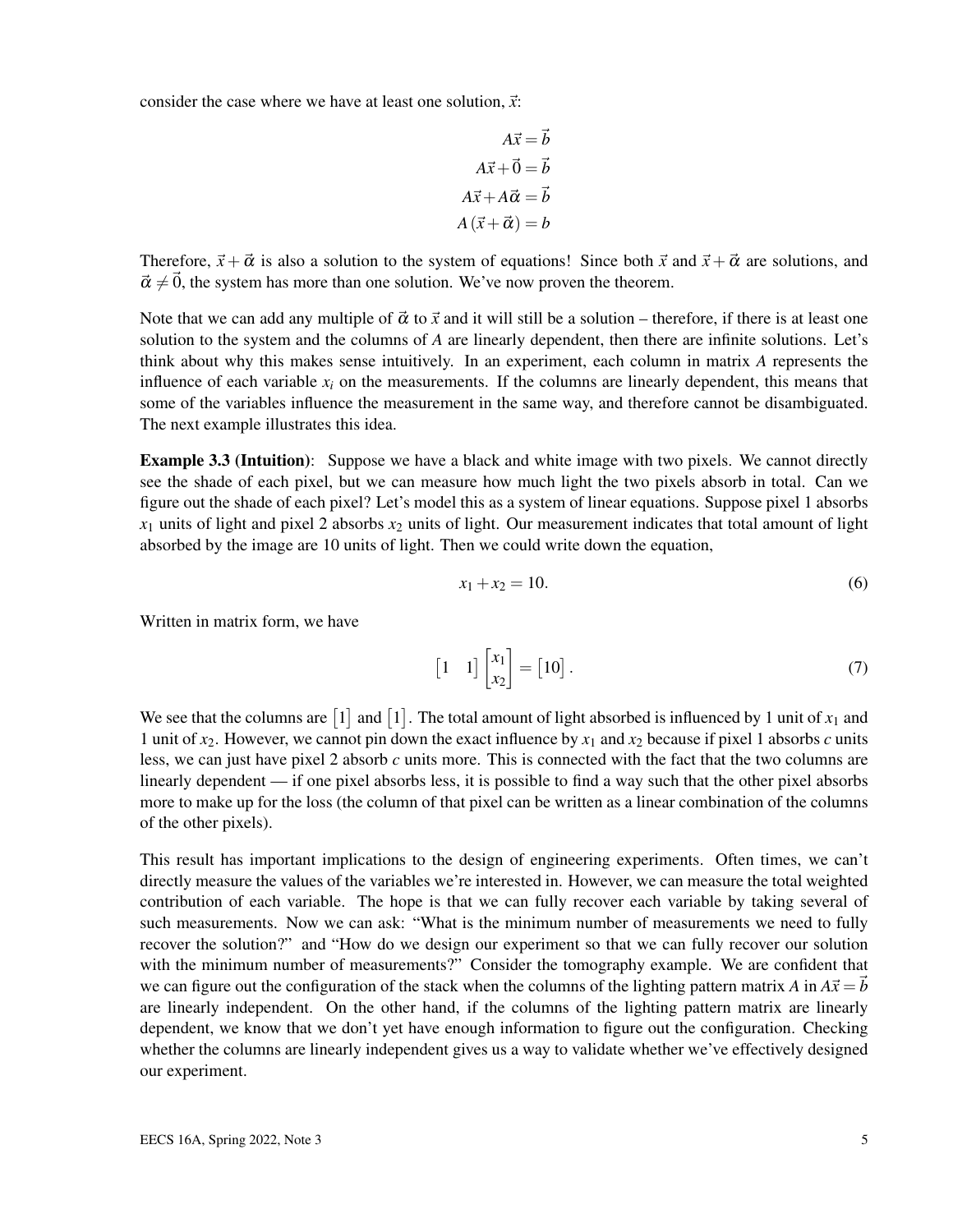consider the case where we have at least one solution, $\vec{x}$:

$$
\begin{aligned}
A\vec{x} &= \vec{b} \\
A\vec{x} + \vec{0} &= \vec{b} \\
A\vec{x} + A\vec{\alpha} &= \vec{b} \\
A(\vec{x} + \vec{\alpha}) &= b
\end{aligned}
$$

Therefore, $\vec{x} + \vec{\alpha}$ is also a solution to the system of equations! Since both $\vec{x}$ and $\vec{x} + \vec{\alpha}$ are solutions, and $\vec{\alpha} \neq \vec{0}$, the system has more than one solution. We've now proven the theorem.

Note that we can add any multiple of $\vec{\alpha}$ to $\vec{x}$ and it will still be a solution – therefore, if there is at least one solution to the system and the columns of $A$ are linearly dependent, then there are infinite solutions. Let's think about why this makes sense intuitively. In an experiment, each column in matrix $A$ represents the influence of each variable $x_i$ on the measurements. If the columns are linearly dependent, this means that some of the variables influence the measurement in the same way, and therefore cannot be disambiguated. The next example illustrates this idea.

**Example 3.3 (Intuition)**: Suppose we have a black and white image with two pixels. We cannot directly see the shade of each pixel, but we can measure how much light the two pixels absorb in total. Can we figure out the shade of each pixel? Let's model this as a system of linear equations. Suppose pixel 1 absorbs $x_1$ units of light and pixel 2 absorbs $x_2$ units of light. Our measurement indicates that total amount of light absorbed by the image are 10 units of light. Then we could write down the equation,

$$
x_1 + x_2 = 10. \tag{6}
$$

Written in matrix form, we have

$$
\begin{bmatrix} 1 & 1 \end{bmatrix} \begin{bmatrix} x_1 \\ x_2 \end{bmatrix} = \begin{bmatrix} 10 \end{bmatrix}. \tag{7}
$$

We see that the columns are $\begin{bmatrix} 1 \end{bmatrix}$ and $\begin{bmatrix} 1 \end{bmatrix}$. The total amount of light absorbed is influenced by 1 unit of $x_1$ and 1 unit of $x_2$. However, we cannot pin down the exact influence by $x_1$ and $x_2$ because if pixel 1 absorbs $c$ units less, we can just have pixel 2 absorb $c$ units more. This is connected with the fact that the two columns are linearly dependent — if one pixel absorbs less, it is possible to find a way such that the other pixel absorbs more to make up for the loss (the column of that pixel can be written as a linear combination of the columns of the other pixels).

This result has important implications to the design of engineering experiments. Often times, we can't directly measure the values of the variables we're interested in. However, we can measure the total weighted contribution of each variable. The hope is that we can fully recover each variable by taking several of such measurements. Now we can ask: "What is the minimum number of measurements we need to fully recover the solution?" and "How do we design our experiment so that we can fully recover our solution with the minimum number of measurements?" Consider the tomography example. We are confident that we can figure out the configuration of the stack when the columns of the lighting pattern matrix $A$ in $A\vec{x} = \vec{b}$ are linearly independent. On the other hand, if the columns of the lighting pattern matrix are linearly dependent, we know that we don't yet have enough information to figure out the configuration. Checking whether the columns are linearly independent gives us a way to validate whether we've effectively designed our experiment.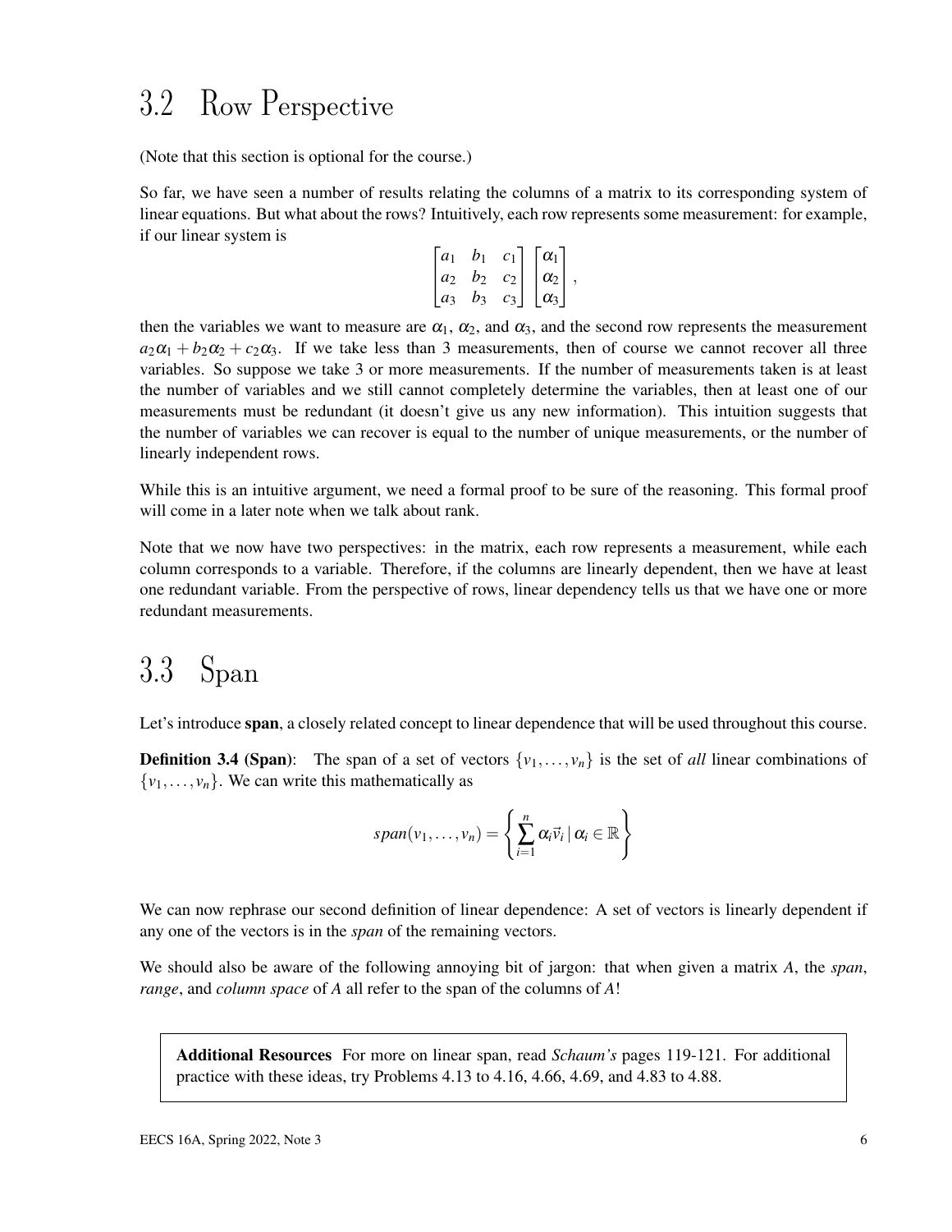## 3.2 Row Perspective

(Note that this section is optional for the course.)

So far, we have seen a number of results relating the columns of a matrix to its corresponding system of linear equations. But what about the rows? Intuitively, each row represents some measurement: for example, if our linear system is

$$\begin{bmatrix} a_1 & b_1 & c_1 \\ a_2 & b_2 & c_2 \\ a_3 & b_3 & c_3 \end{bmatrix} \begin{bmatrix} \alpha_1 \\ \alpha_2 \\ \alpha_3 \end{bmatrix},$$

then the variables we want to measure are $\alpha_1$, $\alpha_2$, and $\alpha_3$, and the second row represents the measurement $a_2\alpha_1 + b_2\alpha_2 + c_2\alpha_3$. If we take less than 3 measurements, then of course we cannot recover all three variables. So suppose we take 3 or more measurements. If the number of measurements taken is at least the number of variables and we still cannot completely determine the variables, then at least one of our measurements must be redundant (it doesn't give us any new information). This intuition suggests that the number of variables we can recover is equal to the number of unique measurements, or the number of linearly independent rows.

While this is an intuitive argument, we need a formal proof to be sure of the reasoning. This formal proof will come in a later note when we talk about rank.

Note that we now have two perspectives: in the matrix, each row represents a measurement, while each column corresponds to a variable. Therefore, if the columns are linearly dependent, then we have at least one redundant variable. From the perspective of rows, linear dependency tells us that we have one or more redundant measurements.

## 3.3 Span

Let's introduce **span**, a closely related concept to linear dependence that will be used throughout this course.

**Definition 3.4 (Span)**: The span of a set of vectors $\{v_1, \ldots, v_n\}$ is the set of *all* linear combinations of $\{v_1, \ldots, v_n\}$. We can write this mathematically as

$$span(v_1, \ldots, v_n) = \left\{ \sum_{i=1}^{n} \alpha_i \vec{v}_i \,|\, \alpha_i \in \mathbb{R} \right\}$$

We can now rephrase our second definition of linear dependence: A set of vectors is linearly dependent if any one of the vectors is in the *span* of the remaining vectors.

We should also be aware of the following annoying bit of jargon: that when given a matrix $A$, the *span*, *range*, and *column space* of $A$ all refer to the span of the columns of $A$!

> **Additional Resources** For more on linear span, read *Schaum's* pages 119-121. For additional practice with these ideas, try Problems 4.13 to 4.16, 4.66, 4.69, and 4.83 to 4.88.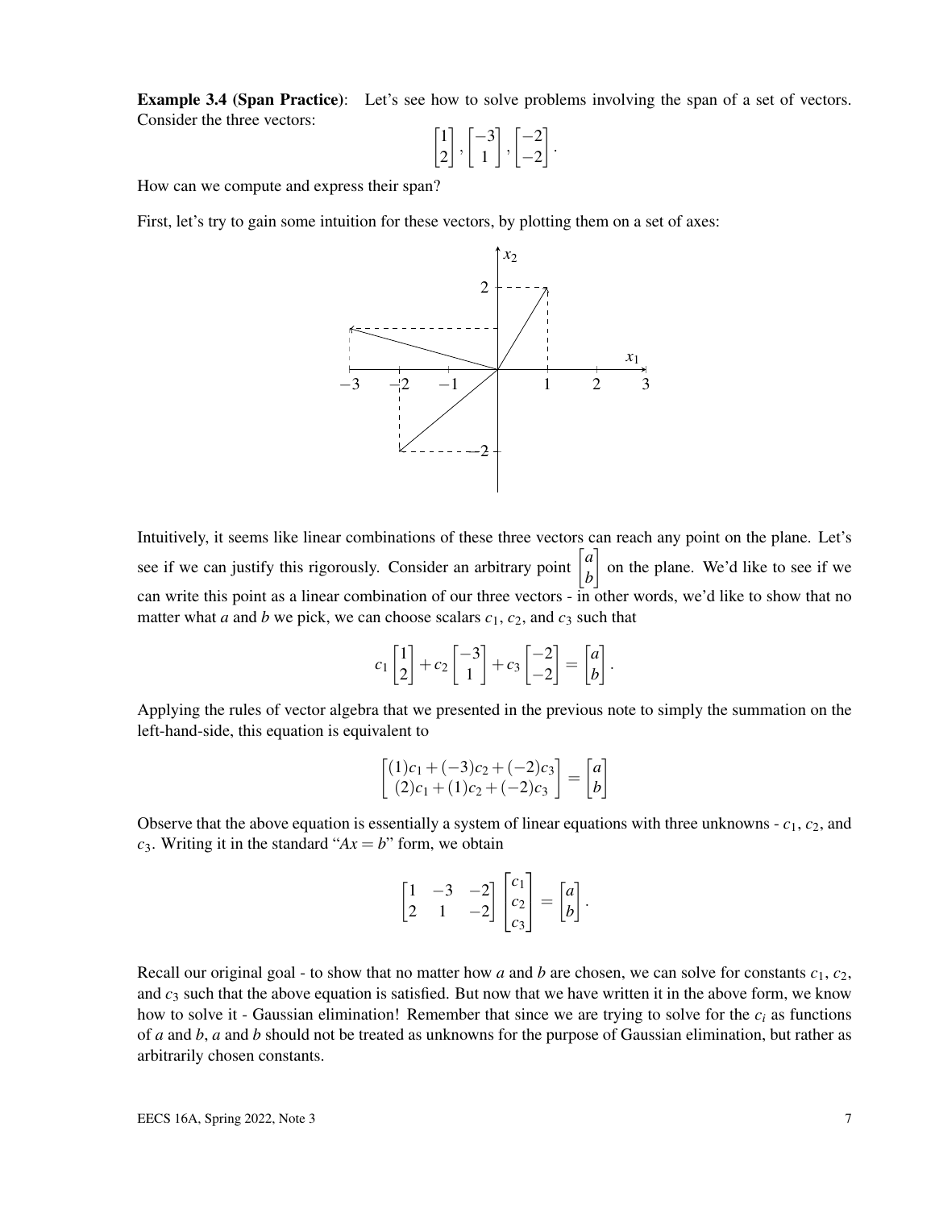**Example 3.4 (Span Practice)**: Let's see how to solve problems involving the span of a set of vectors. Consider the three vectors:

$$\begin{bmatrix} 1 \\ 2 \end{bmatrix}, \begin{bmatrix} -3 \\ 1 \end{bmatrix}, \begin{bmatrix} -2 \\ -2 \end{bmatrix}.$$

How can we compute and express their span?

First, let's try to gain some intuition for these vectors, by plotting them on a set of axes:

Intuitively, it seems like linear combinations of these three vectors can reach any point on the plane. Let's see if we can justify this rigorously. Consider an arbitrary point $\begin{bmatrix} a \\ b \end{bmatrix}$ on the plane. We'd like to see if we can write this point as a linear combination of our three vectors - in other words, we'd like to show that no matter what $a$ and $b$ we pick, we can choose scalars $c_1$, $c_2$, and $c_3$ such that

$$c_1 \begin{bmatrix} 1 \\ 2 \end{bmatrix} + c_2 \begin{bmatrix} -3 \\ 1 \end{bmatrix} + c_3 \begin{bmatrix} -2 \\ -2 \end{bmatrix} = \begin{bmatrix} a \\ b \end{bmatrix}.$$

Applying the rules of vector algebra that we presented in the previous note to simply the summation on the left-hand-side, this equation is equivalent to

$$\begin{bmatrix} (1)c_1 + (-3)c_2 + (-2)c_3 \\ (2)c_1 + (1)c_2 + (-2)c_3 \end{bmatrix} = \begin{bmatrix} a \\ b \end{bmatrix}$$

Observe that the above equation is essentially a system of linear equations with three unknowns - $c_1$, $c_2$, and $c_3$. Writing it in the standard "$Ax = b$" form, we obtain

$$\begin{bmatrix} 1 & -3 & -2 \\ 2 & 1 & -2 \end{bmatrix} \begin{bmatrix} c_1 \\ c_2 \\ c_3 \end{bmatrix} = \begin{bmatrix} a \\ b \end{bmatrix}.$$

Recall our original goal - to show that no matter how $a$ and $b$ are chosen, we can solve for constants $c_1$, $c_2$, and $c_3$ such that the above equation is satisfied. But now that we have written it in the above form, we know how to solve it - Gaussian elimination! Remember that since we are trying to solve for the $c_i$ as functions of $a$ and $b$, $a$ and $b$ should not be treated as unknowns for the purpose of Gaussian elimination, but rather as arbitrarily chosen constants.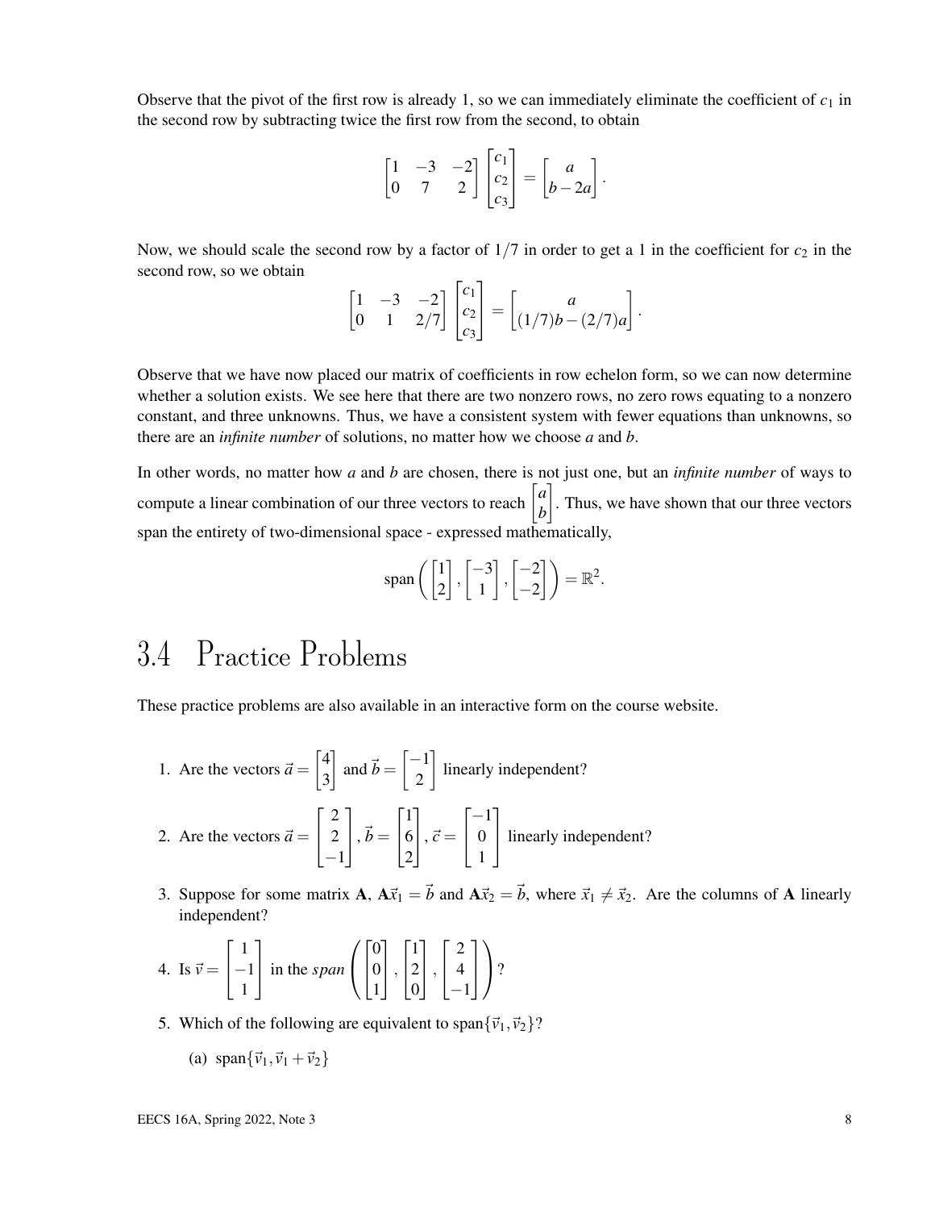Observe that the pivot of the first row is already 1, so we can immediately eliminate the coefficient of $c_1$ in the second row by subtracting twice the first row from the second, to obtain

$$\begin{bmatrix} 1 & -3 & -2 \\ 0 & 7 & 2 \end{bmatrix} \begin{bmatrix} c_1 \\ c_2 \\ c_3 \end{bmatrix} = \begin{bmatrix} a \\ b-2a \end{bmatrix}.$$

Now, we should scale the second row by a factor of $1/7$ in order to get a 1 in the coefficient for $c_2$ in the second row, so we obtain

$$\begin{bmatrix} 1 & -3 & -2 \\ 0 & 1 & 2/7 \end{bmatrix} \begin{bmatrix} c_1 \\ c_2 \\ c_3 \end{bmatrix} = \begin{bmatrix} a \\ (1/7)b-(2/7)a \end{bmatrix}.$$

Observe that we have now placed our matrix of coefficients in row echelon form, so we can now determine whether a solution exists. We see here that there are two nonzero rows, no zero rows equating to a nonzero constant, and three unknowns. Thus, we have a consistent system with fewer equations than unknowns, so there are an *infinite number* of solutions, no matter how we choose $a$ and $b$.

In other words, no matter how $a$ and $b$ are chosen, there is not just one, but an *infinite number* of ways to compute a linear combination of our three vectors to reach $\begin{bmatrix} a \\ b \end{bmatrix}$. Thus, we have shown that our three vectors span the entirety of two-dimensional space - expressed mathematically,

$$\text{span}\left( \begin{bmatrix} 1 \\ 2 \end{bmatrix}, \begin{bmatrix} -3 \\ 1 \end{bmatrix}, \begin{bmatrix} -2 \\ -2 \end{bmatrix} \right) = \mathbb{R}^2.$$

## 3.4 Practice Problems

These practice problems are also available in an interactive form on the course website.

1. Are the vectors $\vec{a} = \begin{bmatrix} 4 \\ 3 \end{bmatrix}$ and $\vec{b} = \begin{bmatrix} -1 \\ 2 \end{bmatrix}$ linearly independent?

2. Are the vectors $\vec{a} = \begin{bmatrix} 2 \\ 2 \\ -1 \end{bmatrix}, \vec{b} = \begin{bmatrix} 1 \\ 6 \\ 2 \end{bmatrix}, \vec{c} = \begin{bmatrix} -1 \\ 0 \\ 1 \end{bmatrix}$ linearly independent?

3. Suppose for some matrix $\mathbf{A}$, $\mathbf{A}\vec{x}_1 = \vec{b}$ and $\mathbf{A}\vec{x}_2 = \vec{b}$, where $\vec{x}_1 \neq \vec{x}_2$. Are the columns of $\mathbf{A}$ linearly independent?

4. Is $\vec{v} = \begin{bmatrix} 1 \\ -1 \\ 1 \end{bmatrix}$ in the *span* $\left( \begin{bmatrix} 0 \\ 0 \\ 1 \end{bmatrix}, \begin{bmatrix} 1 \\ 2 \\ 0 \end{bmatrix}, \begin{bmatrix} 2 \\ 4 \\ -1 \end{bmatrix} \right)$?

5. Which of the following are equivalent to $\text{span}\{\vec{v}_1, \vec{v}_2\}$?

   (a) $\text{span}\{\vec{v}_1, \vec{v}_1 + \vec{v}_2\}$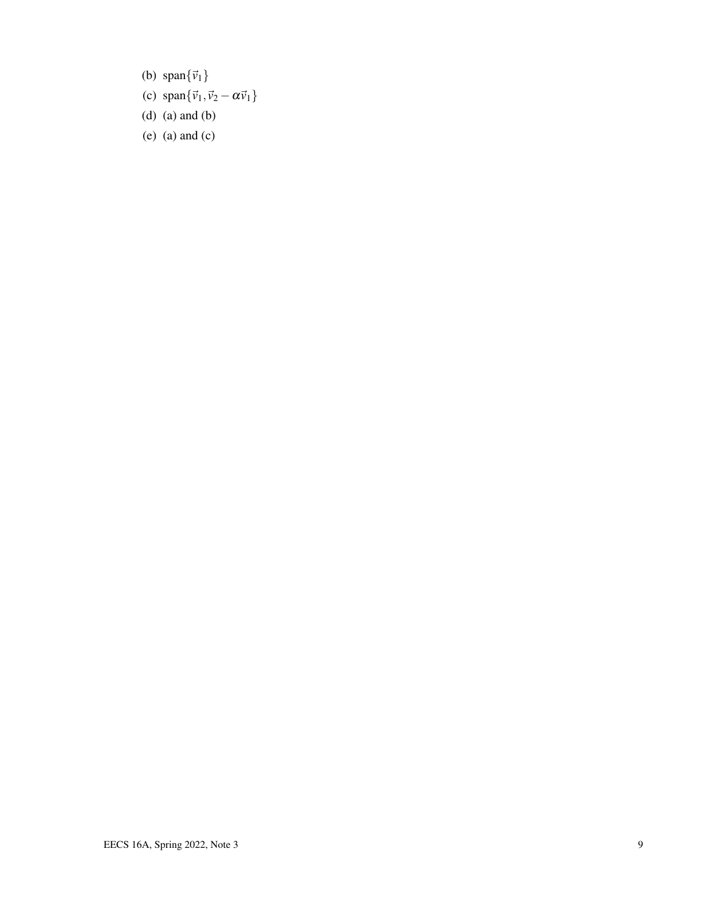(b) $\text{span}\{\vec{v}_1\}$

(c) $\text{span}\{\vec{v}_1, \vec{v}_2 - \alpha\vec{v}_1\}$

(d) (a) and (b)

(e) (a) and (c)